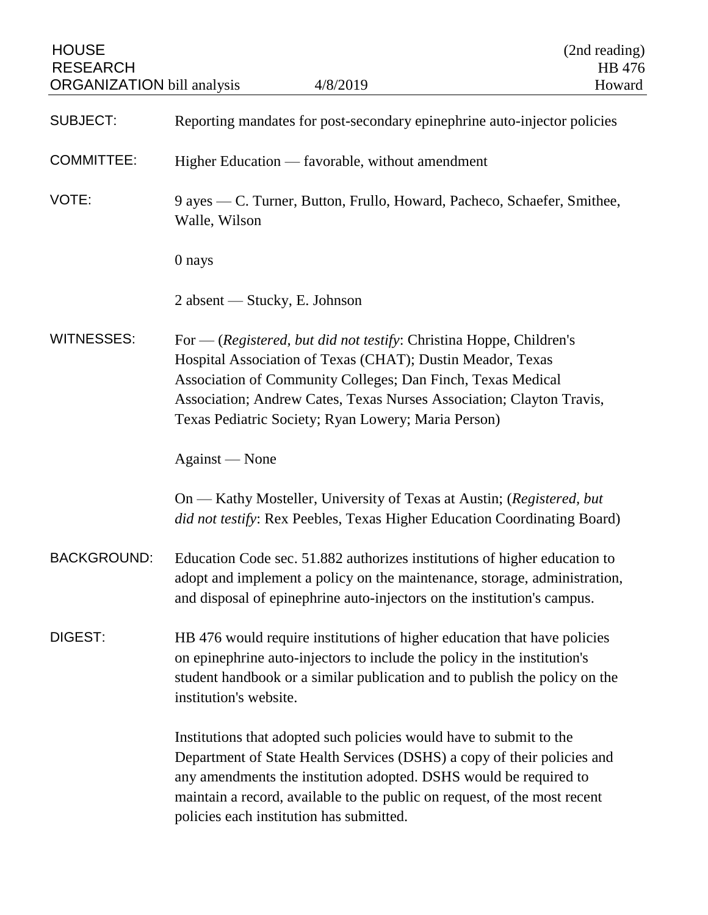HOUSE RESEARCH ORGANIZATION bill analysis — 4/8/2019 — (2nd reading) HB 476 Howard

**SUBJECT:** Reporting mandates for post-secondary epinephrine auto-injector policies

**COMMITTEE:** Higher Education — favorable, without amendment

**VOTE:** 9 ayes — C. Turner, Button, Frullo, Howard, Pacheco, Schaefer, Smithee, Walle, Wilson

0 nays

2 absent — Stucky, E. Johnson

**WITNESSES:** For — (*Registered, but did not testify*: Christina Hoppe, Children's Hospital Association of Texas (CHAT); Dustin Meador, Texas Association of Community Colleges; Dan Finch, Texas Medical Association; Andrew Cates, Texas Nurses Association; Clayton Travis, Texas Pediatric Society; Ryan Lowery; Maria Person)

Against — None

On — Kathy Mosteller, University of Texas at Austin; (*Registered, but did not testify*: Rex Peebles, Texas Higher Education Coordinating Board)

**BACKGROUND:** Education Code sec. 51.882 authorizes institutions of higher education to adopt and implement a policy on the maintenance, storage, administration, and disposal of epinephrine auto-injectors on the institution's campus.

**DIGEST:** HB 476 would require institutions of higher education that have policies on epinephrine auto-injectors to include the policy in the institution's student handbook or a similar publication and to publish the policy on the institution's website.

Institutions that adopted such policies would have to submit to the Department of State Health Services (DSHS) a copy of their policies and any amendments the institution adopted. DSHS would be required to maintain a record, available to the public on request, of the most recent policies each institution has submitted.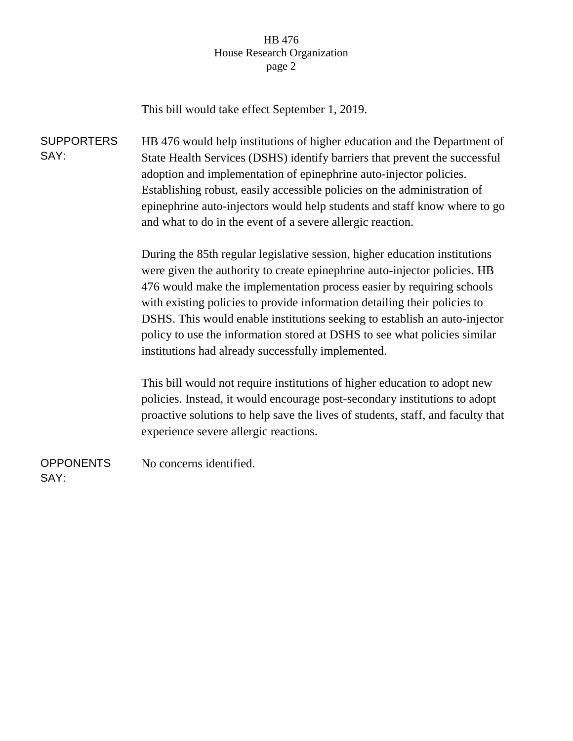This bill would take effect September 1, 2019.

**SUPPORTERS SAY:**

HB 476 would help institutions of higher education and the Department of State Health Services (DSHS) identify barriers that prevent the successful adoption and implementation of epinephrine auto-injector policies. Establishing robust, easily accessible policies on the administration of epinephrine auto-injectors would help students and staff know where to go and what to do in the event of a severe allergic reaction.

During the 85th regular legislative session, higher education institutions were given the authority to create epinephrine auto-injector policies. HB 476 would make the implementation process easier by requiring schools with existing policies to provide information detailing their policies to DSHS. This would enable institutions seeking to establish an auto-injector policy to use the information stored at DSHS to see what policies similar institutions had already successfully implemented.

This bill would not require institutions of higher education to adopt new policies. Instead, it would encourage post-secondary institutions to adopt proactive solutions to help save the lives of students, staff, and faculty that experience severe allergic reactions.

**OPPONENTS SAY:**

No concerns identified.